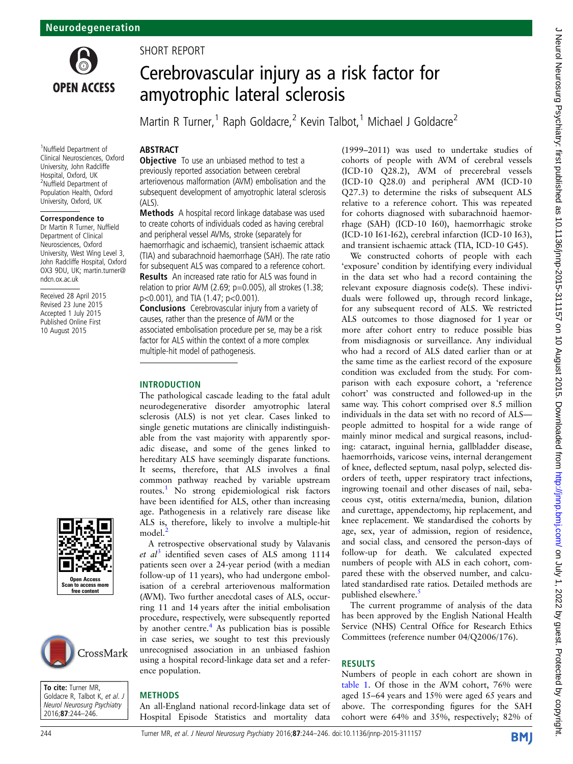Neurodegeneration

SHORT REPORT

# Cerebrovascular injury as a risk factor for amyotrophic lateral sclerosis

Martin R Turner,[1] Raph Goldacre,[2] Kevin Talbot,[1] Michael J Goldacre[2]

[1]Nuffield Department of Clinical Neurosciences, Oxford University, John Radcliffe Hospital, Oxford, UK
[2]Nuffield Department of Population Health, Oxford University, Oxford, UK

**Correspondence to**
Dr Martin R Turner, Nuffield Department of Clinical Neurosciences, Oxford University, West Wing Level 3, John Radcliffe Hospital, Oxford OX3 9DU, UK; martin.turner@ndcn.ox.ac.uk

Received 28 April 2015
Revised 23 June 2015
Accepted 1 July 2015
Published Online First 10 August 2015

**To cite:** Turner MR, Goldacre R, Talbot K, et al. *J Neurol Neurosurg Psychiatry* 2016;**87**:244–246.

## ABSTRACT

**Objective** To use an unbiased method to test a previously reported association between cerebral arteriovenous malformation (AVM) embolisation and the subsequent development of amyotrophic lateral sclerosis (ALS).

**Methods** A hospital record linkage database was used to create cohorts of individuals coded as having cerebral and peripheral vessel AVMs, stroke (separately for haemorrhagic and ischaemic), transient ischaemic attack (TIA) and subarachnoid haemorrhage (SAH). The rate ratio for subsequent ALS was compared to a reference cohort.

**Results** An increased rate ratio for ALS was found in relation to prior AVM (2.69; p=0.005), all strokes (1.38; p<0.001), and TIA (1.47; p<0.001).

**Conclusions** Cerebrovascular injury from a variety of causes, rather than the presence of AVM or the associated embolisation procedure per se, may be a risk factor for ALS within the context of a more complex multiple-hit model of pathogenesis.

## INTRODUCTION

The pathological cascade leading to the fatal adult neurodegenerative disorder amyotrophic lateral sclerosis (ALS) is not yet clear. Cases linked to single genetic mutations are clinically indistinguishable from the vast majority with apparently sporadic disease, and some of the genes linked to hereditary ALS have seemingly disparate functions. It seems, therefore, that ALS involves a final common pathway reached by variable upstream routes.[1] No strong epidemiological risk factors have been identified for ALS, other than increasing age. Pathogenesis in a relatively rare disease like ALS is, therefore, likely to involve a multiple-hit model.[2]

A retrospective observational study by Valavanis *et al*[3] identified seven cases of ALS among 1114 patients seen over a 24-year period (with a median follow-up of 11 years), who had undergone embolisation of a cerebral arteriovenous malformation (AVM). Two further anecdotal cases of ALS, occurring 11 and 14 years after the initial embolisation procedure, respectively, were subsequently reported by another centre.[4] As publication bias is possible in case series, we sought to test this previously unrecognised association in an unbiased fashion using a hospital record-linkage data set and a reference population.

## METHODS

An all-England national record-linkage data set of Hospital Episode Statistics and mortality data (1999–2011) was used to undertake studies of cohorts of people with AVM of cerebral vessels (ICD-10 Q28.2), AVM of precerebral vessels (ICD-10 Q28.0) and peripheral AVM (ICD-10 Q27.3) to determine the risks of subsequent ALS relative to a reference cohort. This was repeated for cohorts diagnosed with subarachnoid haemorrhage (SAH) (ICD-10 I60), haemorrhagic stroke (ICD-10 I61-I62), cerebral infarction (ICD-10 I63), and transient ischaemic attack (TIA, ICD-10 G45).

We constructed cohorts of people with each 'exposure' condition by identifying every individual in the data set who had a record containing the relevant exposure diagnosis code(s). These individuals were followed up, through record linkage, for any subsequent record of ALS. We restricted ALS outcomes to those diagnosed for 1 year or more after cohort entry to reduce possible bias from misdiagnosis or surveillance. Any individual who had a record of ALS dated earlier than or at the same time as the earliest record of the exposure condition was excluded from the study. For comparison with each exposure cohort, a 'reference cohort' was constructed and followed-up in the same way. This cohort comprised over 8.5 million individuals in the data set with no record of ALS—people admitted to hospital for a wide range of mainly minor medical and surgical reasons, including: cataract, inguinal hernia, gallbladder disease, haemorrhoids, varicose veins, internal derangement of knee, deflected septum, nasal polyp, selected disorders of teeth, upper respiratory tract infections, ingrowing toenail and other diseases of nail, sebaceous cyst, otitis externa/media, bunion, dilation and curettage, appendectomy, hip replacement, and knee replacement. We standardised the cohorts by age, sex, year of admission, region of residence, and social class, and censored the person-days of follow-up for death. We calculated expected numbers of people with ALS in each cohort, compared these with the observed number, and calculated standardised rate ratios. Detailed methods are published elsewhere.[5]

The current programme of analysis of the data has been approved by the English National Health Service (NHS) Central Office for Research Ethics Committees (reference number 04/Q2006/176).

## RESULTS

Numbers of people in each cohort are shown in table 1. Of those in the AVM cohort, 76% were aged 15–64 years and 15% were aged 65 years and above. The corresponding figures for the SAH cohort were 64% and 35%, respectively; 82% of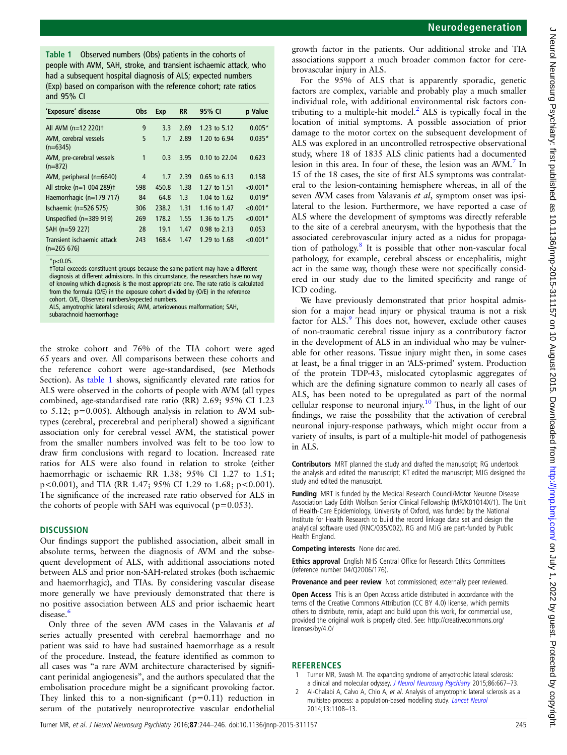**Table 1** Observed numbers (Obs) patients in the cohorts of people with AVM, SAH, stroke, and transient ischaemic attack, who had a subsequent hospital diagnosis of ALS; expected numbers (Exp) based on comparison with the reference cohort; rate ratios and 95% CI

| 'Exposure' disease | Obs | Exp | RR | 95% CI | p Value |
|---|---|---|---|---|---|
| All AVM (n=12 220)† | 9 | 3.3 | 2.69 | 1.23 to 5.12 | 0.005* |
| AVM, cerebral vessels (n=6345) | 5 | 1.7 | 2.89 | 1.20 to 6.94 | 0.035* |
| AVM, pre-cerebral vessels (n=872) | 1 | 0.3 | 3.95 | 0.10 to 22.04 | 0.623 |
| AVM, peripheral (n=6640) | 4 | 1.7 | 2.39 | 0.65 to 6.13 | 0.158 |
| All stroke (n=1 004 289)† | 598 | 450.8 | 1.38 | 1.27 to 1.51 | <0.001* |
| Haemorrhagic (n=179 717) | 84 | 64.8 | 1.3 | 1.04 to 1.62 | 0.019* |
| Ischaemic (n=526 575) | 306 | 238.2 | 1.31 | 1.16 to 1.47 | <0.001* |
| Unspecified (n=389 919) | 269 | 178.2 | 1.55 | 1.36 to 1.75 | <0.001* |
| SAH (n=59 227) | 28 | 19.1 | 1.47 | 0.98 to 2.13 | 0.053 |
| Transient ischaemic attack (n=265 676) | 243 | 168.4 | 1.47 | 1.29 to 1.68 | <0.001* |

*p<0.05.
†Total exceeds constituent groups because the same patient may have a different diagnosis at different admissions. In this circumstance, the researchers have no way of knowing which diagnosis is the most appropriate one. The rate ratio is calculated from the formula (O/E) in the exposure cohort divided by (O/E) in the reference cohort. O/E, Observed numbers/expected numbers.
ALS, amyotrophic lateral sclerosis; AVM, arteriovenous malformation; SAH, subarachnoid haemorrhage

the stroke cohort and 76% of the TIA cohort were aged 65 years and over. All comparisons between these cohorts and the reference cohort were age-standardised, (see Methods Section). As table 1 shows, significantly elevated rate ratios for ALS were observed in the cohorts of people with AVM (all types combined, age-standardised rate ratio (RR) 2.69; 95% CI 1.23 to 5.12; p=0.005). Although analysis in relation to AVM subtypes (cerebral, precerebral and peripheral) showed a significant association only for cerebral vessel AVM, the statistical power from the smaller numbers involved was felt to be too low to draw firm conclusions with regard to location. Increased rate ratios for ALS were also found in relation to stroke (either haemorrhagic or ischaemic RR 1.38; 95% CI 1.27 to 1.51; p<0.001), and TIA (RR 1.47; 95% CI 1.29 to 1.68; p<0.001). The significance of the increased rate ratio observed for ALS in the cohorts of people with SAH was equivocal (p=0.053).

## DISCUSSION

Our findings support the published association, albeit small in absolute terms, between the diagnosis of AVM and the subsequent development of ALS, with additional associations noted between ALS and prior non-SAH-related strokes (both ischaemic and haemorrhagic), and TIAs. By considering vascular disease more generally we have previously demonstrated that there is no positive association between ALS and prior ischaemic heart disease.[6]

Only three of the seven AVM cases in the Valavanis *et al* series actually presented with cerebral haemorrhage and no patient was said to have had sustained haemorrhage as a result of the procedure. Instead, the feature identified as common to all cases was "a rare AVM architecture characterised by significant perinidal angiogenesis", and the authors speculated that the embolisation procedure might be a significant provoking factor. They linked this to a non-significant (p=0.11) reduction in serum of the putatively neuroprotective vascular endothelial growth factor in the patients. Our additional stroke and TIA associations support a much broader common factor for cerebrovascular injury in ALS.

For the 95% of ALS that is apparently sporadic, genetic factors are complex, variable and probably play a much smaller individual role, with additional environmental risk factors contributing to a multiple-hit model.[2] ALS is typically focal in the location of initial symptoms. A possible association of prior damage to the motor cortex on the subsequent development of ALS was explored in an uncontrolled retrospective observational study, where 18 of 1835 ALS clinic patients had a documented lesion in this area. In four of these, the lesion was an AVM.[7] In 15 of the 18 cases, the site of first ALS symptoms was contralateral to the lesion-containing hemisphere whereas, in all of the seven AVM cases from Valavanis *et al*, symptom onset was ipsilateral to the lesion. Furthermore, we have reported a case of ALS where the development of symptoms was directly referable to the site of a cerebral aneurysm, with the hypothesis that the associated cerebrovascular injury acted as a nidus for propagation of pathology.[8] It is possible that other non-vascular focal pathology, for example, cerebral abscess or encephalitis, might act in the same way, though these were not specifically considered in our study due to the limited specificity and range of ICD coding.

We have previously demonstrated that prior hospital admission for a major head injury or physical trauma is not a risk factor for ALS.[9] This does not, however, exclude other causes of non-traumatic cerebral tissue injury as a contributory factor in the development of ALS in an individual who may be vulnerable for other reasons. Tissue injury might then, in some cases at least, be a final trigger in an 'ALS-primed' system. Production of the protein TDP-43, mislocated cytoplasmic aggregates of which are the defining signature common to nearly all cases of ALS, has been noted to be upregulated as part of the normal cellular response to neuronal injury.[10] Thus, in the light of our findings, we raise the possibility that the activation of cerebral neuronal injury-response pathways, which might occur from a variety of insults, is part of a multiple-hit model of pathogenesis in ALS.

**Contributors** MRT planned the study and drafted the manuscript; RG undertook the analysis and edited the manuscript; KT edited the manuscript; MJG designed the study and edited the manuscript.

**Funding** MRT is funded by the Medical Research Council/Motor Neurone Disease Association Lady Edith Wolfson Senior Clinical Fellowship (MR/K01014X/1). The Unit of Health-Care Epidemiology, University of Oxford, was funded by the National Institute for Health Research to build the record linkage data set and design the analytical software used (RNC/035/002). RG and MJG are part-funded by Public Health England.

**Competing interests** None declared.

**Ethics approval** English NHS Central Office for Research Ethics Committees (reference number 04/Q2006/176).

**Provenance and peer review** Not commissioned; externally peer reviewed.

**Open Access** This is an Open Access article distributed in accordance with the terms of the Creative Commons Attribution (CC BY 4.0) license, which permits others to distribute, remix, adapt and build upon this work, for commercial use, provided the original work is properly cited. See: http://creativecommons.org/licenses/by/4.0/

## REFERENCES

1. Turner MR, Swash M. The expanding syndrome of amyotrophic lateral sclerosis: a clinical and molecular odyssey. *J Neurol Neurosurg Psychiatry* 2015;86:667–73.
2. Al-Chalabi A, Calvo A, Chio A, *et al*. Analysis of amyotrophic lateral sclerosis as a multistep process: a population-based modelling study. *Lancet Neurol* 2014;13:1108–13.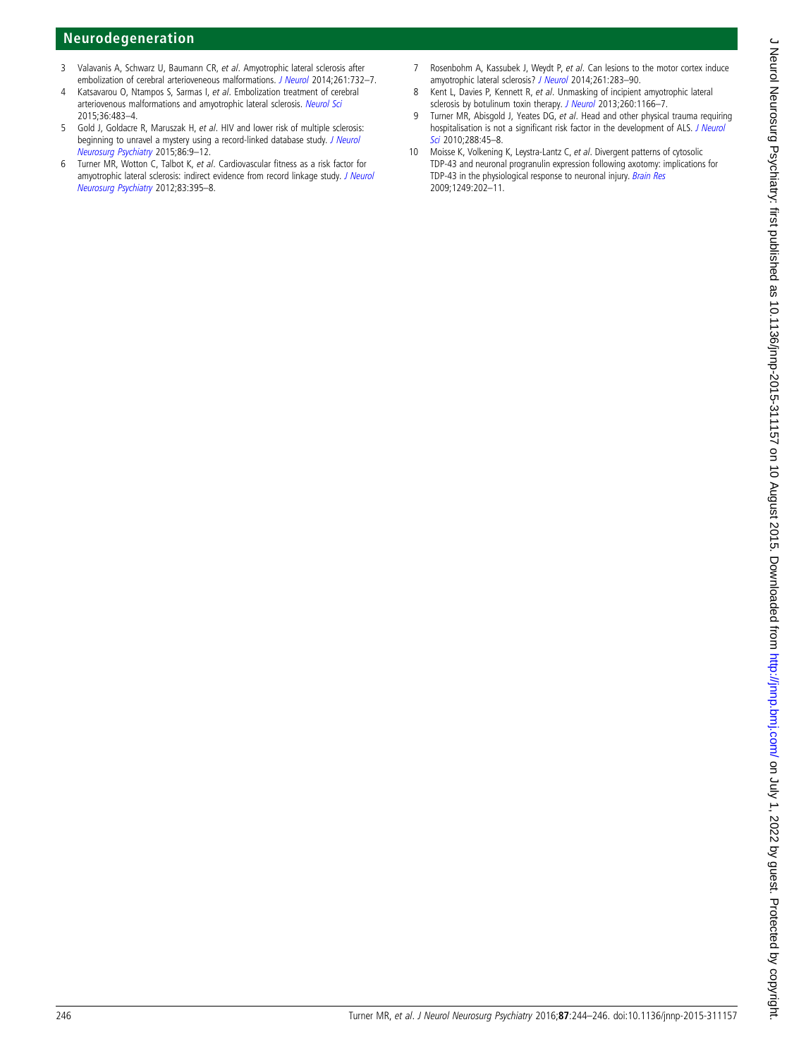3. Valavanis A, Schwarz U, Baumann CR, *et al*. Amyotrophic lateral sclerosis after embolization of cerebral arterioveneous malformations. *J Neurol* 2014;261:732–7.
4. Katsavarou O, Ntampos S, Sarmas I, *et al*. Embolization treatment of cerebral arteriovenous malformations and amyotrophic lateral sclerosis. *Neurol Sci* 2015;36:483–4.
5. Gold J, Goldacre R, Maruszak H, *et al*. HIV and lower risk of multiple sclerosis: beginning to unravel a mystery using a record-linked database study. *J Neurol Neurosurg Psychiatry* 2015;86:9–12.
6. Turner MR, Wotton C, Talbot K, *et al*. Cardiovascular fitness as a risk factor for amyotrophic lateral sclerosis: indirect evidence from record linkage study. *J Neurol Neurosurg Psychiatry* 2012;83:395–8.
7. Rosenbohm A, Kassubek J, Weydt P, *et al*. Can lesions to the motor cortex induce amyotrophic lateral sclerosis? *J Neurol* 2014;261:283–90.
8. Kent L, Davies P, Kennett R, *et al*. Unmasking of incipient amyotrophic lateral sclerosis by botulinum toxin therapy. *J Neurol* 2013;260:1166–7.
9. Turner MR, Abisgold J, Yeates DG, *et al*. Head and other physical trauma requiring hospitalisation is not a significant risk factor in the development of ALS. *J Neurol Sci* 2010;288:45–8.
10. Moisse K, Volkening K, Leystra-Lantz C, *et al*. Divergent patterns of cytosolic TDP-43 and neuronal progranulin expression following axotomy: implications for TDP-43 in the physiological response to neuronal injury. *Brain Res* 2009;1249:202–11.